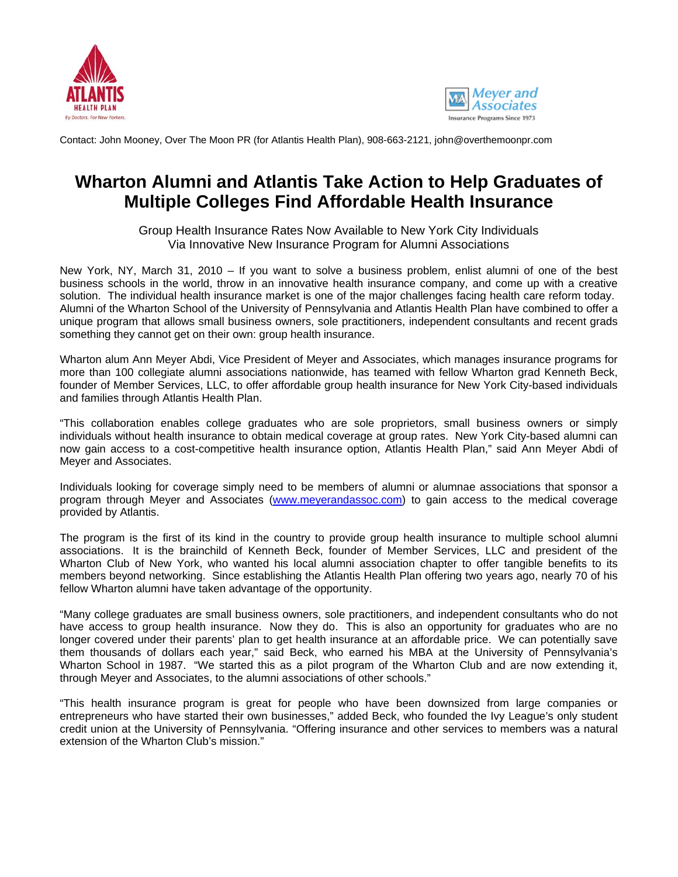ATLANTIS HEALTH PLAN
By Doctors. For New Yorkers.

Meyer and Associates
Insurance Programs Since 1973

Contact: John Mooney, Over The Moon PR (for Atlantis Health Plan), 908-663-2121, john@overthemoonpr.com

# Wharton Alumni and Atlantis Take Action to Help Graduates of Multiple Colleges Find Affordable Health Insurance

Group Health Insurance Rates Now Available to New York City Individuals
Via Innovative New Insurance Program for Alumni Associations

New York, NY, March 31, 2010 – If you want to solve a business problem, enlist alumni of one of the best business schools in the world, throw in an innovative health insurance company, and come up with a creative solution. The individual health insurance market is one of the major challenges facing health care reform today. Alumni of the Wharton School of the University of Pennsylvania and Atlantis Health Plan have combined to offer a unique program that allows small business owners, sole practitioners, independent consultants and recent grads something they cannot get on their own: group health insurance.

Wharton alum Ann Meyer Abdi, Vice President of Meyer and Associates, which manages insurance programs for more than 100 collegiate alumni associations nationwide, has teamed with fellow Wharton grad Kenneth Beck, founder of Member Services, LLC, to offer affordable group health insurance for New York City-based individuals and families through Atlantis Health Plan.

"This collaboration enables college graduates who are sole proprietors, small business owners or simply individuals without health insurance to obtain medical coverage at group rates. New York City-based alumni can now gain access to a cost-competitive health insurance option, Atlantis Health Plan," said Ann Meyer Abdi of Meyer and Associates.

Individuals looking for coverage simply need to be members of alumni or alumnae associations that sponsor a program through Meyer and Associates (www.meyerandassoc.com) to gain access to the medical coverage provided by Atlantis.

The program is the first of its kind in the country to provide group health insurance to multiple school alumni associations. It is the brainchild of Kenneth Beck, founder of Member Services, LLC and president of the Wharton Club of New York, who wanted his local alumni association chapter to offer tangible benefits to its members beyond networking. Since establishing the Atlantis Health Plan offering two years ago, nearly 70 of his fellow Wharton alumni have taken advantage of the opportunity.

"Many college graduates are small business owners, sole practitioners, and independent consultants who do not have access to group health insurance. Now they do. This is also an opportunity for graduates who are no longer covered under their parents' plan to get health insurance at an affordable price. We can potentially save them thousands of dollars each year," said Beck, who earned his MBA at the University of Pennsylvania's Wharton School in 1987. "We started this as a pilot program of the Wharton Club and are now extending it, through Meyer and Associates, to the alumni associations of other schools."

"This health insurance program is great for people who have been downsized from large companies or entrepreneurs who have started their own businesses," added Beck, who founded the Ivy League's only student credit union at the University of Pennsylvania. "Offering insurance and other services to members was a natural extension of the Wharton Club's mission."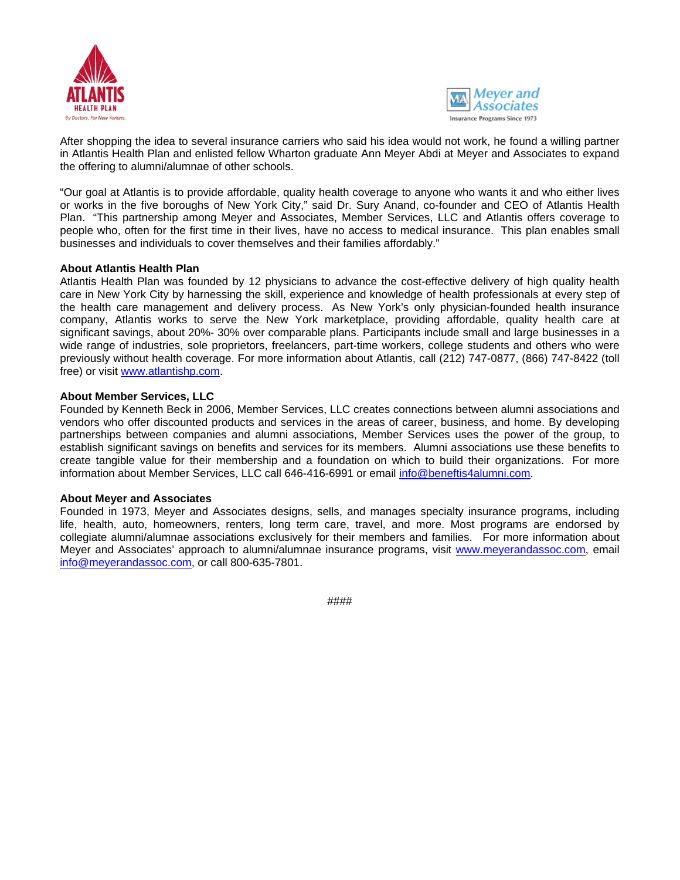After shopping the idea to several insurance carriers who said his idea would not work, he found a willing partner in Atlantis Health Plan and enlisted fellow Wharton graduate Ann Meyer Abdi at Meyer and Associates to expand the offering to alumni/alumnae of other schools.

"Our goal at Atlantis is to provide affordable, quality health coverage to anyone who wants it and who either lives or works in the five boroughs of New York City," said Dr. Sury Anand, co-founder and CEO of Atlantis Health Plan. "This partnership among Meyer and Associates, Member Services, LLC and Atlantis offers coverage to people who, often for the first time in their lives, have no access to medical insurance. This plan enables small businesses and individuals to cover themselves and their families affordably."

**About Atlantis Health Plan**

Atlantis Health Plan was founded by 12 physicians to advance the cost-effective delivery of high quality health care in New York City by harnessing the skill, experience and knowledge of health professionals at every step of the health care management and delivery process. As New York's only physician-founded health insurance company, Atlantis works to serve the New York marketplace, providing affordable, quality health care at significant savings, about 20%- 30% over comparable plans. Participants include small and large businesses in a wide range of industries, sole proprietors, freelancers, part-time workers, college students and others who were previously without health coverage. For more information about Atlantis, call (212) 747-0877, (866) 747-8422 (toll free) or visit www.atlantishp.com.

**About Member Services, LLC**

Founded by Kenneth Beck in 2006, Member Services, LLC creates connections between alumni associations and vendors who offer discounted products and services in the areas of career, business, and home. By developing partnerships between companies and alumni associations, Member Services uses the power of the group, to establish significant savings on benefits and services for its members. Alumni associations use these benefits to create tangible value for their membership and a foundation on which to build their organizations. For more information about Member Services, LLC call 646-416-6991 or email info@beneftis4alumni.com.

**About Meyer and Associates**

Founded in 1973, Meyer and Associates designs, sells, and manages specialty insurance programs, including life, health, auto, homeowners, renters, long term care, travel, and more. Most programs are endorsed by collegiate alumni/alumnae associations exclusively for their members and families. For more information about Meyer and Associates' approach to alumni/alumnae insurance programs, visit www.meyerandassoc.com, email info@meyerandassoc.com, or call 800-635-7801.

####